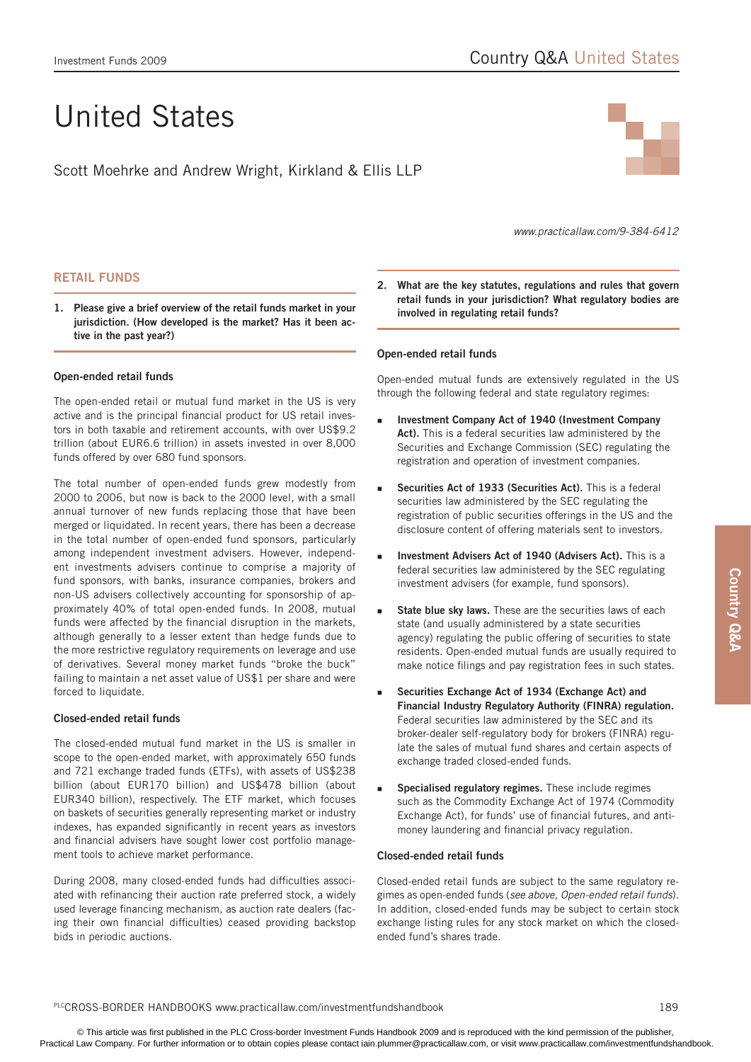# United States

Scott Moehrke and Andrew Wright, Kirkland & Ellis LLP

*www.practicallaw.com/9-384-6412*

## RETAIL FUNDS

**1. Please give a brief overview of the retail funds market in your jurisdiction. (How developed is the market? Has it been active in the past year?)**

### Open-ended retail funds

The open-ended retail or mutual fund market in the US is very active and is the principal financial product for US retail investors in both taxable and retirement accounts, with over US$9.2 trillion (about EUR6.6 trillion) in assets invested in over 8,000 funds offered by over 680 fund sponsors.

The total number of open-ended funds grew modestly from 2000 to 2006, but now is back to the 2000 level, with a small annual turnover of new funds replacing those that have been merged or liquidated. In recent years, there has been a decrease in the total number of open-ended fund sponsors, particularly among independent investment advisers. However, independent investments advisers continue to comprise a majority of fund sponsors, with banks, insurance companies, brokers and non-US advisers collectively accounting for sponsorship of approximately 40% of total open-ended funds. In 2008, mutual funds were affected by the financial disruption in the markets, although generally to a lesser extent than hedge funds due to the more restrictive regulatory requirements on leverage and use of derivatives. Several money market funds "broke the buck" failing to maintain a net asset value of US$1 per share and were forced to liquidate.

### Closed-ended retail funds

The closed-ended mutual fund market in the US is smaller in scope to the open-ended market, with approximately 650 funds and 721 exchange traded funds (ETFs), with assets of US$238 billion (about EUR170 billion) and US$478 billion (about EUR340 billion), respectively. The ETF market, which focuses on baskets of securities generally representing market or industry indexes, has expanded significantly in recent years as investors and financial advisers have sought lower cost portfolio management tools to achieve market performance.

During 2008, many closed-ended funds had difficulties associated with refinancing their auction rate preferred stock, a widely used leverage financing mechanism, as auction rate dealers (facing their own financial difficulties) ceased providing backstop bids in periodic auctions.

**2. What are the key statutes, regulations and rules that govern retail funds in your jurisdiction? What regulatory bodies are involved in regulating retail funds?**

### Open-ended retail funds

Open-ended mutual funds are extensively regulated in the US through the following federal and state regulatory regimes:

- **Investment Company Act of 1940 (Investment Company Act).** This is a federal securities law administered by the Securities and Exchange Commission (SEC) regulating the registration and operation of investment companies.
- **Securities Act of 1933 (Securities Act).** This is a federal securities law administered by the SEC regulating the registration of public securities offerings in the US and the disclosure content of offering materials sent to investors.
- **Investment Advisers Act of 1940 (Advisers Act).** This is a federal securities law administered by the SEC regulating investment advisers (for example, fund sponsors).
- **State blue sky laws.** These are the securities laws of each state (and usually administered by a state securities agency) regulating the public offering of securities to state residents. Open-ended mutual funds are usually required to make notice filings and pay registration fees in such states.
- **Securities Exchange Act of 1934 (Exchange Act) and Financial Industry Regulatory Authority (FINRA) regulation.** Federal securities law administered by the SEC and its broker-dealer self-regulatory body for brokers (FINRA) regulate the sales of mutual fund shares and certain aspects of exchange traded closed-ended funds.
- **Specialised regulatory regimes.** These include regimes such as the Commodity Exchange Act of 1974 (Commodity Exchange Act), for funds' use of financial futures, and anti-money laundering and financial privacy regulation.

### Closed-ended retail funds

Closed-ended retail funds are subject to the same regulatory regimes as open-ended funds (*see above, Open-ended retail funds*). In addition, closed-ended funds may be subject to certain stock exchange listing rules for any stock market on which the closed-ended fund's shares trade.

© This article was first published in the PLC Cross-border Investment Funds Handbook 2009 and is reproduced with the kind permission of the publisher, Practical Law Company. For further information or to obtain copies please contact iain.plummer@practicallaw.com, or visit www.practicallaw.com/investmentfundshandbook.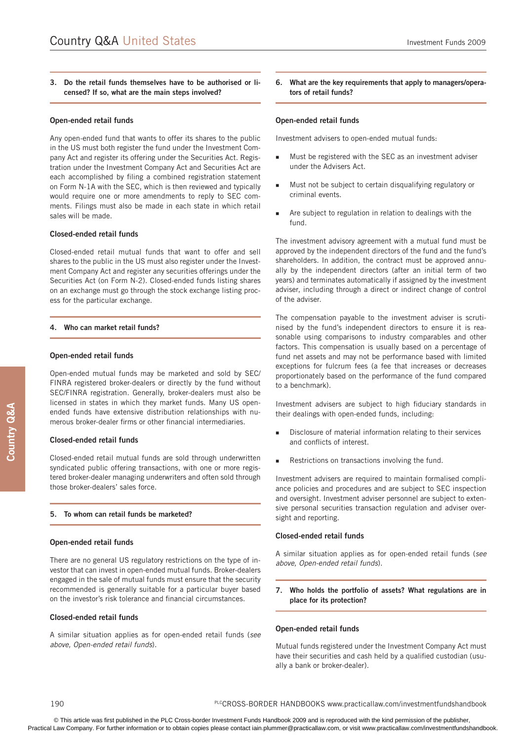### 3. Do the retail funds themselves have to be authorised or licensed? If so, what are the main steps involved?

**Open-ended retail funds**

Any open-ended fund that wants to offer its shares to the public in the US must both register the fund under the Investment Company Act and register its offering under the Securities Act. Registration under the Investment Company Act and Securities Act are each accomplished by filing a combined registration statement on Form N-1A with the SEC, which is then reviewed and typically would require one or more amendments to reply to SEC comments. Filings must also be made in each state in which retail sales will be made.

**Closed-ended retail funds**

Closed-ended retail mutual funds that want to offer and sell shares to the public in the US must also register under the Investment Company Act and register any securities offerings under the Securities Act (on Form N-2). Closed-ended funds listing shares on an exchange must go through the stock exchange listing process for the particular exchange.

### 4. Who can market retail funds?

**Open-ended retail funds**

Open-ended mutual funds may be marketed and sold by SEC/FINRA registered broker-dealers or directly by the fund without SEC/FINRA registration. Generally, broker-dealers must also be licensed in states in which they market funds. Many US open-ended funds have extensive distribution relationships with numerous broker-dealer firms or other financial intermediaries.

**Closed-ended retail funds**

Closed-ended retail mutual funds are sold through underwritten syndicated public offering transactions, with one or more registered broker-dealer managing underwriters and often sold through those broker-dealers' sales force.

### 5. To whom can retail funds be marketed?

**Open-ended retail funds**

There are no general US regulatory restrictions on the type of investor that can invest in open-ended mutual funds. Broker-dealers engaged in the sale of mutual funds must ensure that the security recommended is generally suitable for a particular buyer based on the investor's risk tolerance and financial circumstances.

**Closed-ended retail funds**

A similar situation applies as for open-ended retail funds (*see above, Open-ended retail funds*).

### 6. What are the key requirements that apply to managers/operators of retail funds?

**Open-ended retail funds**

Investment advisers to open-ended mutual funds:

- Must be registered with the SEC as an investment adviser under the Advisers Act.
- Must not be subject to certain disqualifying regulatory or criminal events.
- Are subject to regulation in relation to dealings with the fund.

The investment advisory agreement with a mutual fund must be approved by the independent directors of the fund and the fund's shareholders. In addition, the contract must be approved annually by the independent directors (after an initial term of two years) and terminates automatically if assigned by the investment adviser, including through a direct or indirect change of control of the adviser.

The compensation payable to the investment adviser is scrutinised by the fund's independent directors to ensure it is reasonable using comparisons to industry comparables and other factors. This compensation is usually based on a percentage of fund net assets and may not be performance based with limited exceptions for fulcrum fees (a fee that increases or decreases proportionately based on the performance of the fund compared to a benchmark).

Investment advisers are subject to high fiduciary standards in their dealings with open-ended funds, including:

- Disclosure of material information relating to their services and conflicts of interest.
- Restrictions on transactions involving the fund.

Investment advisers are required to maintain formalised compliance policies and procedures and are subject to SEC inspection and oversight. Investment adviser personnel are subject to extensive personal securities transaction regulation and adviser oversight and reporting.

**Closed-ended retail funds**

A similar situation applies as for open-ended retail funds (*see above, Open-ended retail funds*).

### 7. Who holds the portfolio of assets? What regulations are in place for its protection?

**Open-ended retail funds**

Mutual funds registered under the Investment Company Act must have their securities and cash held by a qualified custodian (usually a bank or broker-dealer).

© This article was first published in the PLC Cross-border Investment Funds Handbook 2009 and is reproduced with the kind permission of the publisher, Practical Law Company. For further information or to obtain copies please contact iain.plummer@practicallaw.com, or visit www.practicallaw.com/investmentfundshandbook.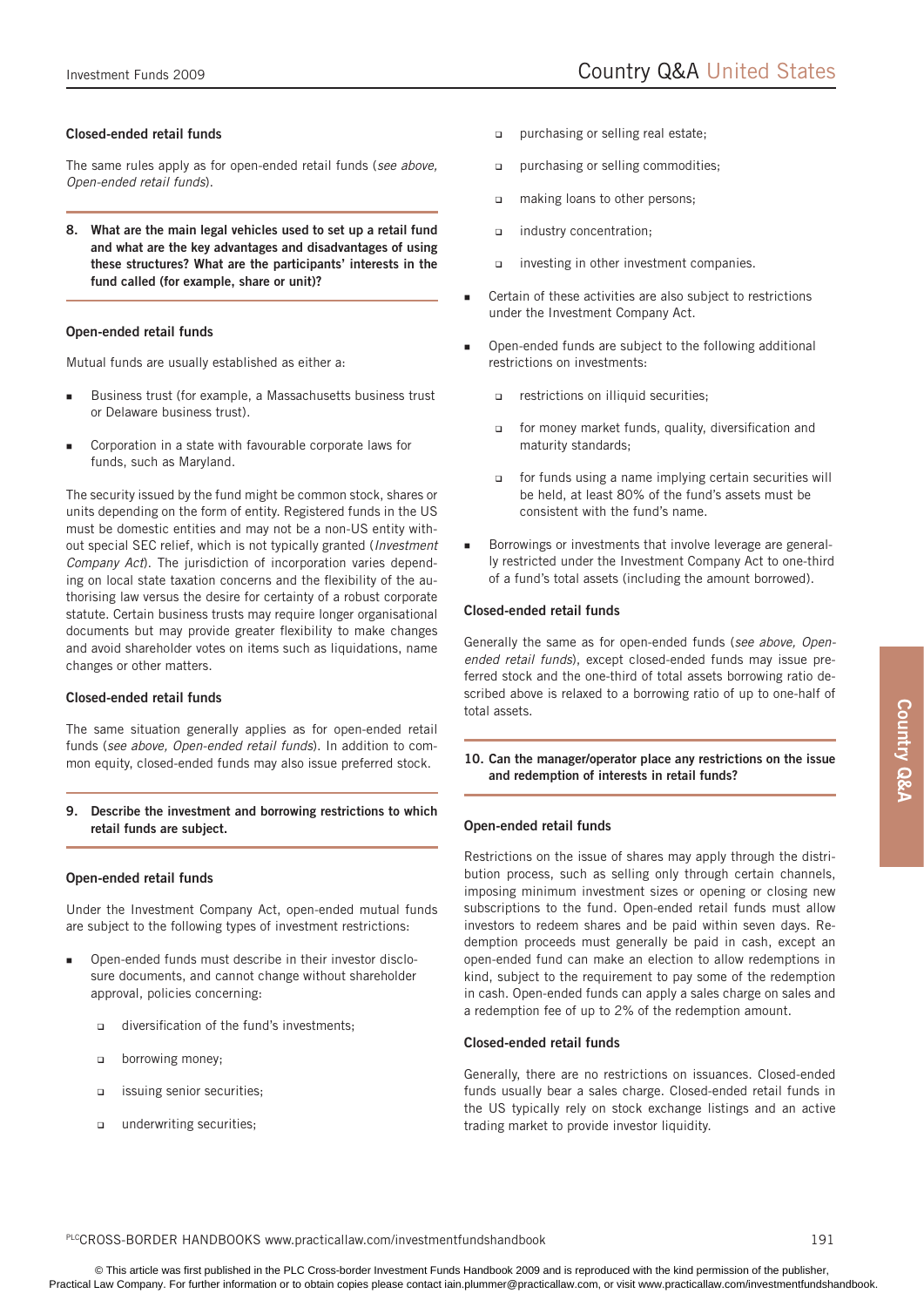### Closed-ended retail funds

The same rules apply as for open-ended retail funds (*see above, Open-ended retail funds*).

**8. What are the main legal vehicles used to set up a retail fund and what are the key advantages and disadvantages of using these structures? What are the participants' interests in the fund called (for example, share or unit)?**

### Open-ended retail funds

Mutual funds are usually established as either a:

- Business trust (for example, a Massachusetts business trust or Delaware business trust).
- Corporation in a state with favourable corporate laws for funds, such as Maryland.

The security issued by the fund might be common stock, shares or units depending on the form of entity. Registered funds in the US must be domestic entities and may not be a non-US entity without special SEC relief, which is not typically granted (*Investment Company Act*). The jurisdiction of incorporation varies depending on local state taxation concerns and the flexibility of the authorising law versus the desire for certainty of a robust corporate statute. Certain business trusts may require longer organisational documents but may provide greater flexibility to make changes and avoid shareholder votes on items such as liquidations, name changes or other matters.

### Closed-ended retail funds

The same situation generally applies as for open-ended retail funds (*see above, Open-ended retail funds*). In addition to common equity, closed-ended funds may also issue preferred stock.

**9. Describe the investment and borrowing restrictions to which retail funds are subject.**

### Open-ended retail funds

Under the Investment Company Act, open-ended mutual funds are subject to the following types of investment restrictions:

- Open-ended funds must describe in their investor disclosure documents, and cannot change without shareholder approval, policies concerning:
  - diversification of the fund's investments;
  - borrowing money;
  - issuing senior securities;
  - underwriting securities;
  - purchasing or selling real estate;
  - purchasing or selling commodities;
  - making loans to other persons;
  - industry concentration;
  - investing in other investment companies.
- Certain of these activities are also subject to restrictions under the Investment Company Act.
- Open-ended funds are subject to the following additional restrictions on investments:
  - restrictions on illiquid securities;
  - for money market funds, quality, diversification and maturity standards;
  - for funds using a name implying certain securities will be held, at least 80% of the fund's assets must be consistent with the fund's name.
- Borrowings or investments that involve leverage are generally restricted under the Investment Company Act to one-third of a fund's total assets (including the amount borrowed).

### Closed-ended retail funds

Generally the same as for open-ended funds (*see above, Open-ended retail funds*), except closed-ended funds may issue preferred stock and the one-third of total assets borrowing ratio described above is relaxed to a borrowing ratio of up to one-half of total assets.

**10. Can the manager/operator place any restrictions on the issue and redemption of interests in retail funds?**

### Open-ended retail funds

Restrictions on the issue of shares may apply through the distribution process, such as selling only through certain channels, imposing minimum investment sizes or opening or closing new subscriptions to the fund. Open-ended retail funds must allow investors to redeem shares and be paid within seven days. Redemption proceeds must generally be paid in cash, except an open-ended fund can make an election to allow redemptions in kind, subject to the requirement to pay some of the redemption in cash. Open-ended funds can apply a sales charge on sales and a redemption fee of up to 2% of the redemption amount.

### Closed-ended retail funds

Generally, there are no restrictions on issuances. Closed-ended funds usually bear a sales charge. Closed-ended retail funds in the US typically rely on stock exchange listings and an active trading market to provide investor liquidity.

© This article was first published in the PLC Cross-border Investment Funds Handbook 2009 and is reproduced with the kind permission of the publisher, Practical Law Company. For further information or to obtain copies please contact iain.plummer@practicallaw.com, or visit www.practicallaw.com/investmentfundshandbook.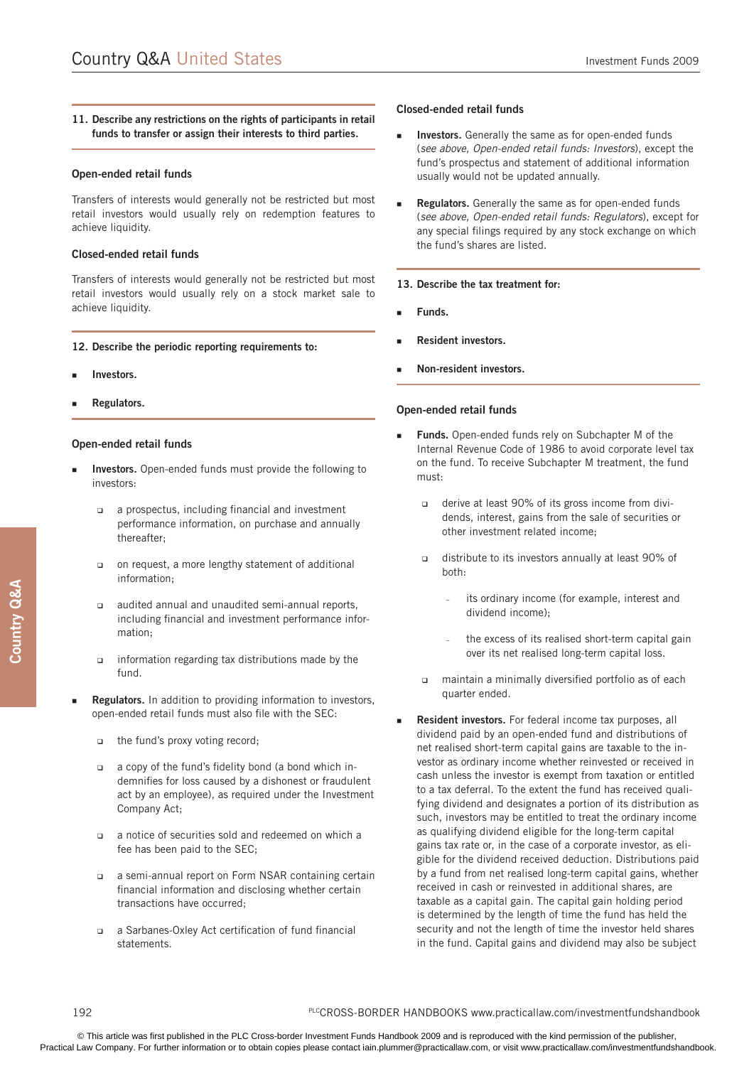**11. Describe any restrictions on the rights of participants in retail funds to transfer or assign their interests to third parties.**

### Open-ended retail funds

Transfers of interests would generally not be restricted but most retail investors would usually rely on redemption features to achieve liquidity.

### Closed-ended retail funds

Transfers of interests would generally not be restricted but most retail investors would usually rely on a stock market sale to achieve liquidity.

**12. Describe the periodic reporting requirements to:**

- **Investors.**
- **Regulators.**

### Open-ended retail funds

- **Investors.** Open-ended funds must provide the following to investors:
  - a prospectus, including financial and investment performance information, on purchase and annually thereafter;
  - on request, a more lengthy statement of additional information;
  - audited annual and unaudited semi-annual reports, including financial and investment performance information;
  - information regarding tax distributions made by the fund.
- **Regulators.** In addition to providing information to investors, open-ended retail funds must also file with the SEC:
  - the fund's proxy voting record;
  - a copy of the fund's fidelity bond (a bond which indemnifies for loss caused by a dishonest or fraudulent act by an employee), as required under the Investment Company Act;
  - a notice of securities sold and redeemed on which a fee has been paid to the SEC;
  - a semi-annual report on Form NSAR containing certain financial information and disclosing whether certain transactions have occurred;
  - a Sarbanes-Oxley Act certification of fund financial statements.

### Closed-ended retail funds

- **Investors.** Generally the same as for open-ended funds (*see above, Open-ended retail funds: Investors*), except the fund's prospectus and statement of additional information usually would not be updated annually.
- **Regulators.** Generally the same as for open-ended funds (*see above, Open-ended retail funds: Regulators*), except for any special filings required by any stock exchange on which the fund's shares are listed.

**13. Describe the tax treatment for:**

- **Funds.**
- **Resident investors.**
- **Non-resident investors.**

### Open-ended retail funds

- **Funds.** Open-ended funds rely on Subchapter M of the Internal Revenue Code of 1986 to avoid corporate level tax on the fund. To receive Subchapter M treatment, the fund must:
  - derive at least 90% of its gross income from dividends, interest, gains from the sale of securities or other investment related income;
  - distribute to its investors annually at least 90% of both:
    - its ordinary income (for example, interest and dividend income);
    - the excess of its realised short-term capital gain over its net realised long-term capital loss.
  - maintain a minimally diversified portfolio as of each quarter ended.
- **Resident investors.** For federal income tax purposes, all dividend paid by an open-ended fund and distributions of net realised short-term capital gains are taxable to the investor as ordinary income whether reinvested or received in cash unless the investor is exempt from taxation or entitled to a tax deferral. To the extent the fund has received qualifying dividend and designates a portion of its distribution as such, investors may be entitled to treat the ordinary income as qualifying dividend eligible for the long-term capital gains tax rate or, in the case of a corporate investor, as eligible for the dividend received deduction. Distributions paid by a fund from net realised long-term capital gains, whether received in cash or reinvested in additional shares, are taxable as a capital gain. The capital gain holding period is determined by the length of time the fund has held the security and not the length of time the investor held shares in the fund. Capital gains and dividend may also be subject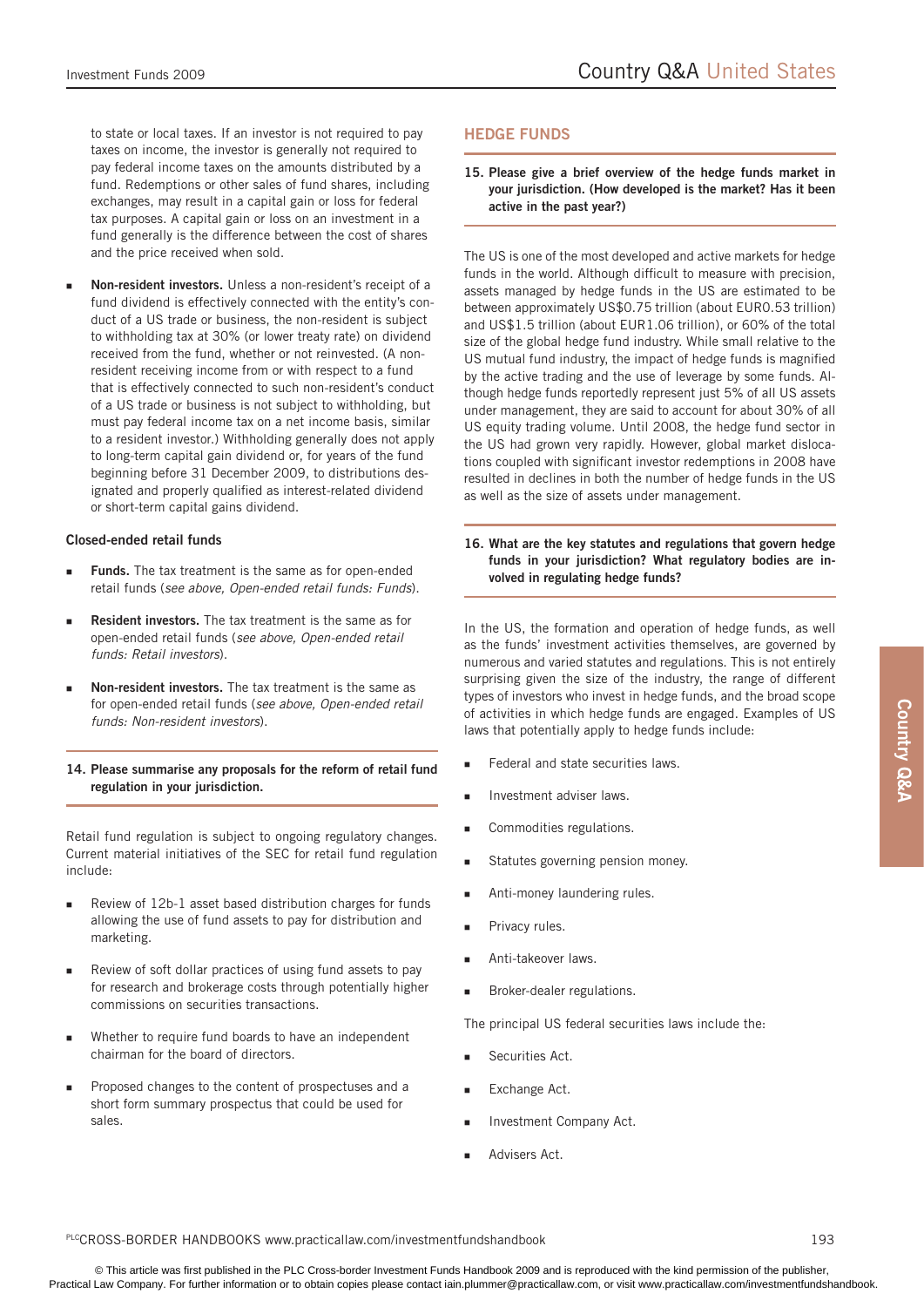to state or local taxes. If an investor is not required to pay taxes on income, the investor is generally not required to pay federal income taxes on the amounts distributed by a fund. Redemptions or other sales of fund shares, including exchanges, may result in a capital gain or loss for federal tax purposes. A capital gain or loss on an investment in a fund generally is the difference between the cost of shares and the price received when sold.

- **Non-resident investors.** Unless a non-resident's receipt of a fund dividend is effectively connected with the entity's conduct of a US trade or business, the non-resident is subject to withholding tax at 30% (or lower treaty rate) on dividend received from the fund, whether or not reinvested. (A non-resident receiving income from or with respect to a fund that is effectively connected to such non-resident's conduct of a US trade or business is not subject to withholding, but must pay federal income tax on a net income basis, similar to a resident investor.) Withholding generally does not apply to long-term capital gain dividend or, for years of the fund beginning before 31 December 2009, to distributions designated and properly qualified as interest-related dividend or short-term capital gains dividend.

**Closed-ended retail funds**

- **Funds.** The tax treatment is the same as for open-ended retail funds (*see above, Open-ended retail funds: Funds*).
- **Resident investors.** The tax treatment is the same as for open-ended retail funds (*see above, Open-ended retail funds: Retail investors*).
- **Non-resident investors.** The tax treatment is the same as for open-ended retail funds (*see above, Open-ended retail funds: Non-resident investors*).

**14. Please summarise any proposals for the reform of retail fund regulation in your jurisdiction.**

Retail fund regulation is subject to ongoing regulatory changes. Current material initiatives of the SEC for retail fund regulation include:

- Review of 12b-1 asset based distribution charges for funds allowing the use of fund assets to pay for distribution and marketing.
- Review of soft dollar practices of using fund assets to pay for research and brokerage costs through potentially higher commissions on securities transactions.
- Whether to require fund boards to have an independent chairman for the board of directors.
- Proposed changes to the content of prospectuses and a short form summary prospectus that could be used for sales.

## HEDGE FUNDS

**15. Please give a brief overview of the hedge funds market in your jurisdiction. (How developed is the market? Has it been active in the past year?)**

The US is one of the most developed and active markets for hedge funds in the world. Although difficult to measure with precision, assets managed by hedge funds in the US are estimated to be between approximately US$0.75 trillion (about EUR0.53 trillion) and US$1.5 trillion (about EUR1.06 trillion), or 60% of the total size of the global hedge fund industry. While small relative to the US mutual fund industry, the impact of hedge funds is magnified by the active trading and the use of leverage by some funds. Although hedge funds reportedly represent just 5% of all US assets under management, they are said to account for about 30% of all US equity trading volume. Until 2008, the hedge fund sector in the US had grown very rapidly. However, global market dislocations coupled with significant investor redemptions in 2008 have resulted in declines in both the number of hedge funds in the US as well as the size of assets under management.

**16. What are the key statutes and regulations that govern hedge funds in your jurisdiction? What regulatory bodies are involved in regulating hedge funds?**

In the US, the formation and operation of hedge funds, as well as the funds' investment activities themselves, are governed by numerous and varied statutes and regulations. This is not entirely surprising given the size of the industry, the range of different types of investors who invest in hedge funds, and the broad scope of activities in which hedge funds are engaged. Examples of US laws that potentially apply to hedge funds include:

- Federal and state securities laws.
- Investment adviser laws.
- Commodities regulations.
- Statutes governing pension money.
- Anti-money laundering rules.
- Privacy rules.
- Anti-takeover laws.
- Broker-dealer regulations.

The principal US federal securities laws include the:

- Securities Act.
- Exchange Act.
- Investment Company Act.
- Advisers Act.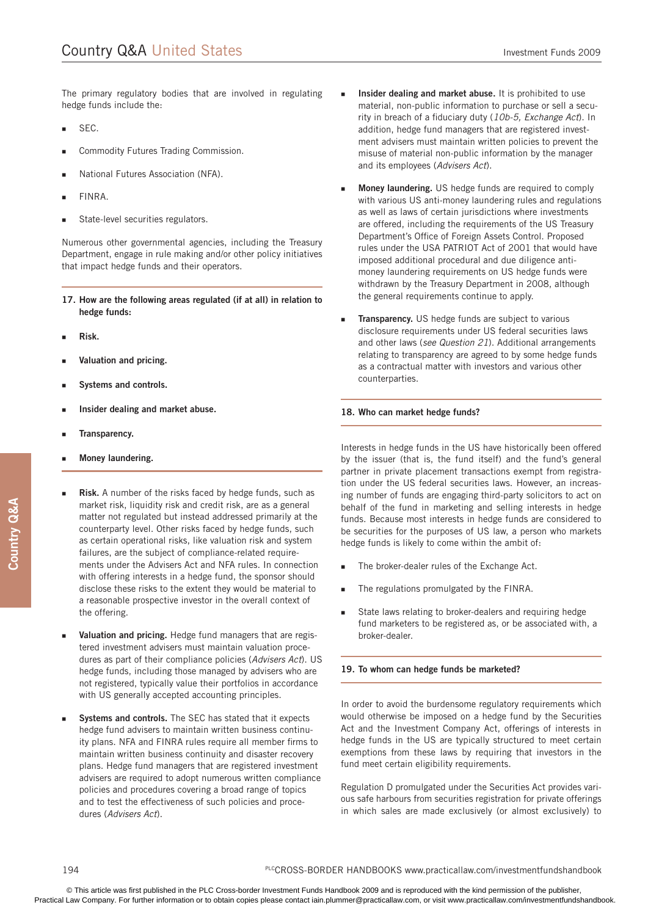The primary regulatory bodies that are involved in regulating hedge funds include the:

- SEC.
- Commodity Futures Trading Commission.
- National Futures Association (NFA).
- FINRA.
- State-level securities regulators.

Numerous other governmental agencies, including the Treasury Department, engage in rule making and/or other policy initiatives that impact hedge funds and their operators.

**17. How are the following areas regulated (if at all) in relation to hedge funds:**

- **Risk.**
- **Valuation and pricing.**
- **Systems and controls.**
- **Insider dealing and market abuse.**
- **Transparency.**
- **Money laundering.**

- **Risk.** A number of the risks faced by hedge funds, such as market risk, liquidity risk and credit risk, are as a general matter not regulated but instead addressed primarily at the counterparty level. Other risks faced by hedge funds, such as certain operational risks, like valuation risk and system failures, are the subject of compliance-related requirements under the Advisers Act and NFA rules. In connection with offering interests in a hedge fund, the sponsor should disclose these risks to the extent they would be material to a reasonable prospective investor in the overall context of the offering.

- **Valuation and pricing.** Hedge fund managers that are registered investment advisers must maintain valuation procedures as part of their compliance policies (*Advisers Act*). US hedge funds, including those managed by advisers who are not registered, typically value their portfolios in accordance with US generally accepted accounting principles.

- **Systems and controls.** The SEC has stated that it expects hedge fund advisers to maintain written business continuity plans. NFA and FINRA rules require all member firms to maintain written business continuity and disaster recovery plans. Hedge fund managers that are registered investment advisers are required to adopt numerous written compliance policies and procedures covering a broad range of topics and to test the effectiveness of such policies and procedures (*Advisers Act*).

- **Insider dealing and market abuse.** It is prohibited to use material, non-public information to purchase or sell a security in breach of a fiduciary duty (*10b-5, Exchange Act*). In addition, hedge fund managers that are registered investment advisers must maintain written policies to prevent the misuse of material non-public information by the manager and its employees (*Advisers Act*).

- **Money laundering.** US hedge funds are required to comply with various US anti-money laundering rules and regulations as well as laws of certain jurisdictions where investments are offered, including the requirements of the US Treasury Department's Office of Foreign Assets Control. Proposed rules under the USA PATRIOT Act of 2001 that would have imposed additional procedural and due diligence anti-money laundering requirements on US hedge funds were withdrawn by the Treasury Department in 2008, although the general requirements continue to apply.

- **Transparency.** US hedge funds are subject to various disclosure requirements under US federal securities laws and other laws (*see Question 21*). Additional arrangements relating to transparency are agreed to by some hedge funds as a contractual matter with investors and various other counterparties.

**18. Who can market hedge funds?**

Interests in hedge funds in the US have historically been offered by the issuer (that is, the fund itself) and the fund's general partner in private placement transactions exempt from registration under the US federal securities laws. However, an increasing number of funds are engaging third-party solicitors to act on behalf of the fund in marketing and selling interests in hedge funds. Because most interests in hedge funds are considered to be securities for the purposes of US law, a person who markets hedge funds is likely to come within the ambit of:

- The broker-dealer rules of the Exchange Act.
- The regulations promulgated by the FINRA.
- State laws relating to broker-dealers and requiring hedge fund marketers to be registered as, or be associated with, a broker-dealer.

**19. To whom can hedge funds be marketed?**

In order to avoid the burdensome regulatory requirements which would otherwise be imposed on a hedge fund by the Securities Act and the Investment Company Act, offerings of interests in hedge funds in the US are typically structured to meet certain exemptions from these laws by requiring that investors in the fund meet certain eligibility requirements.

Regulation D promulgated under the Securities Act provides various safe harbours from securities registration for private offerings in which sales are made exclusively (or almost exclusively) to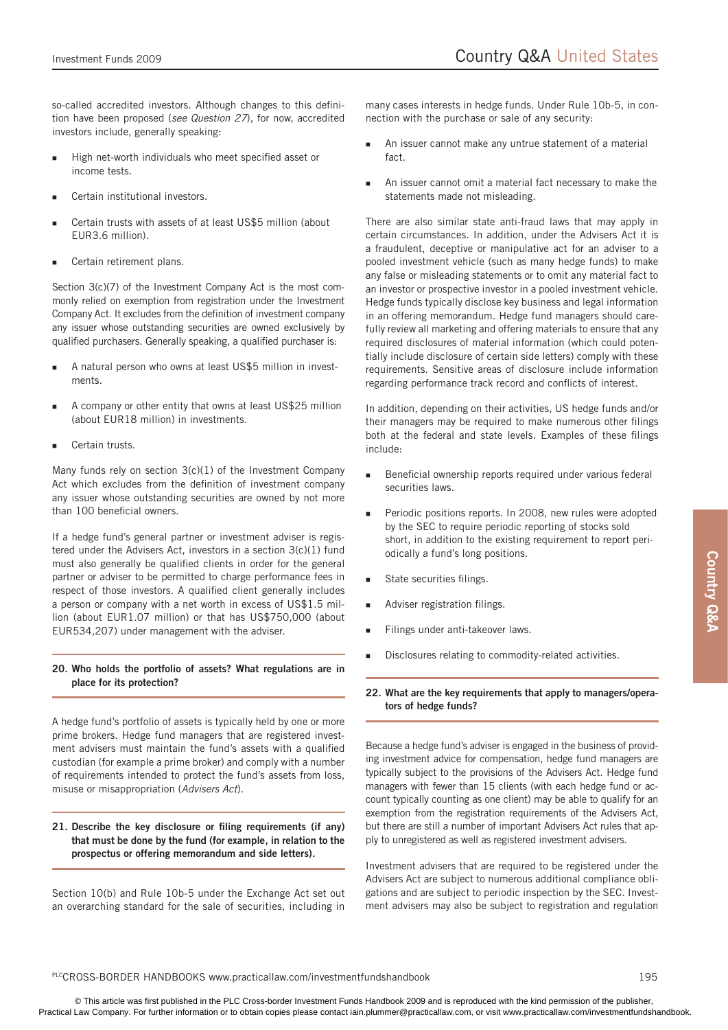so-called accredited investors. Although changes to this definition have been proposed (*see Question 27*), for now, accredited investors include, generally speaking:

- High net-worth individuals who meet specified asset or income tests.
- Certain institutional investors.
- Certain trusts with assets of at least US$5 million (about EUR3.6 million).
- Certain retirement plans.

Section 3(c)(7) of the Investment Company Act is the most commonly relied on exemption from registration under the Investment Company Act. It excludes from the definition of investment company any issuer whose outstanding securities are owned exclusively by qualified purchasers. Generally speaking, a qualified purchaser is:

- A natural person who owns at least US$5 million in investments.
- A company or other entity that owns at least US$25 million (about EUR18 million) in investments.
- Certain trusts.

Many funds rely on section 3(c)(1) of the Investment Company Act which excludes from the definition of investment company any issuer whose outstanding securities are owned by not more than 100 beneficial owners.

If a hedge fund's general partner or investment adviser is registered under the Advisers Act, investors in a section 3(c)(1) fund must also generally be qualified clients in order for the general partner or adviser to be permitted to charge performance fees in respect of those investors. A qualified client generally includes a person or company with a net worth in excess of US$1.5 million (about EUR1.07 million) or that has US$750,000 (about EUR534,207) under management with the adviser.

**20. Who holds the portfolio of assets? What regulations are in place for its protection?**

A hedge fund's portfolio of assets is typically held by one or more prime brokers. Hedge fund managers that are registered investment advisers must maintain the fund's assets with a qualified custodian (for example a prime broker) and comply with a number of requirements intended to protect the fund's assets from loss, misuse or misappropriation (*Advisers Act*).

**21. Describe the key disclosure or filing requirements (if any) that must be done by the fund (for example, in relation to the prospectus or offering memorandum and side letters).**

Section 10(b) and Rule 10b-5 under the Exchange Act set out an overarching standard for the sale of securities, including in many cases interests in hedge funds. Under Rule 10b-5, in connection with the purchase or sale of any security:

- An issuer cannot make any untrue statement of a material fact.
- An issuer cannot omit a material fact necessary to make the statements made not misleading.

There are also similar state anti-fraud laws that may apply in certain circumstances. In addition, under the Advisers Act it is a fraudulent, deceptive or manipulative act for an adviser to a pooled investment vehicle (such as many hedge funds) to make any false or misleading statements or to omit any material fact to an investor or prospective investor in a pooled investment vehicle. Hedge funds typically disclose key business and legal information in an offering memorandum. Hedge fund managers should carefully review all marketing and offering materials to ensure that any required disclosures of material information (which could potentially include disclosure of certain side letters) comply with these requirements. Sensitive areas of disclosure include information regarding performance track record and conflicts of interest.

In addition, depending on their activities, US hedge funds and/or their managers may be required to make numerous other filings both at the federal and state levels. Examples of these filings include:

- Beneficial ownership reports required under various federal securities laws.
- Periodic positions reports. In 2008, new rules were adopted by the SEC to require periodic reporting of stocks sold short, in addition to the existing requirement to report periodically a fund's long positions.
- State securities filings.
- Adviser registration filings.
- Filings under anti-takeover laws.
- Disclosures relating to commodity-related activities.

**22. What are the key requirements that apply to managers/operators of hedge funds?**

Because a hedge fund's adviser is engaged in the business of providing investment advice for compensation, hedge fund managers are typically subject to the provisions of the Advisers Act. Hedge fund managers with fewer than 15 clients (with each hedge fund or account typically counting as one client) may be able to qualify for an exemption from the registration requirements of the Advisers Act, but there are still a number of important Advisers Act rules that apply to unregistered as well as registered investment advisers.

Investment advisers that are required to be registered under the Advisers Act are subject to numerous additional compliance obligations and are subject to periodic inspection by the SEC. Investment advisers may also be subject to registration and regulation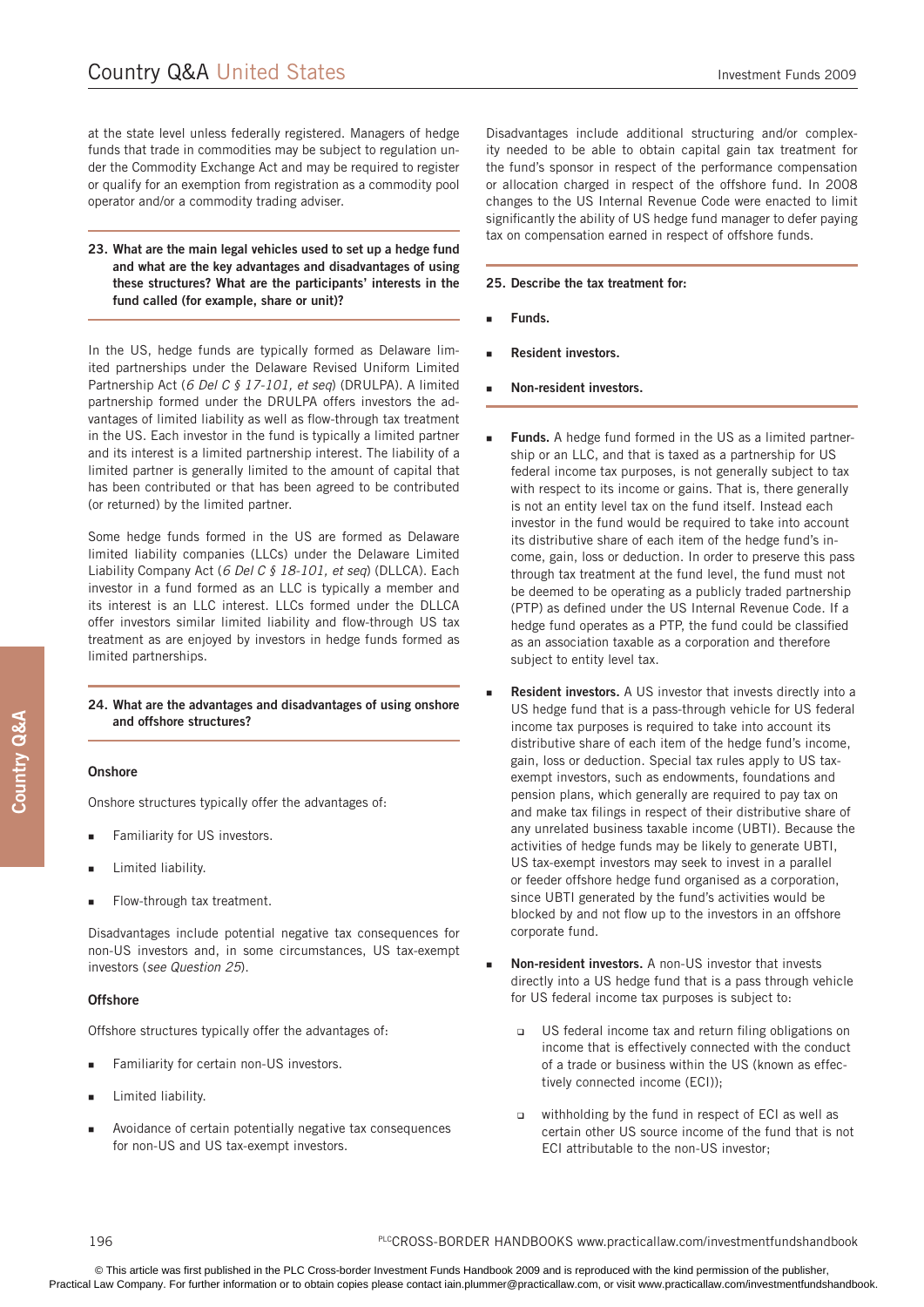at the state level unless federally registered. Managers of hedge funds that trade in commodities may be subject to regulation under the Commodity Exchange Act and may be required to register or qualify for an exemption from registration as a commodity pool operator and/or a commodity trading adviser.

**23. What are the main legal vehicles used to set up a hedge fund and what are the key advantages and disadvantages of using these structures? What are the participants' interests in the fund called (for example, share or unit)?**

In the US, hedge funds are typically formed as Delaware limited partnerships under the Delaware Revised Uniform Limited Partnership Act (*6 Del C § 17-101, et seq*) (DRULPA). A limited partnership formed under the DRULPA offers investors the advantages of limited liability as well as flow-through tax treatment in the US. Each investor in the fund is typically a limited partner and its interest is a limited partnership interest. The liability of a limited partner is generally limited to the amount of capital that has been contributed or that has been agreed to be contributed (or returned) by the limited partner.

Some hedge funds formed in the US are formed as Delaware limited liability companies (LLCs) under the Delaware Limited Liability Company Act (*6 Del C § 18-101, et seq*) (DLLCA). Each investor in a fund formed as an LLC is typically a member and its interest is an LLC interest. LLCs formed under the DLLCA offer investors similar limited liability and flow-through US tax treatment as are enjoyed by investors in hedge funds formed as limited partnerships.

**24. What are the advantages and disadvantages of using onshore and offshore structures?**

**Onshore**

Onshore structures typically offer the advantages of:

- Familiarity for US investors.
- Limited liability.
- Flow-through tax treatment.

Disadvantages include potential negative tax consequences for non-US investors and, in some circumstances, US tax-exempt investors (*see Question 25*).

**Offshore**

Offshore structures typically offer the advantages of:

- Familiarity for certain non-US investors.
- Limited liability.
- Avoidance of certain potentially negative tax consequences for non-US and US tax-exempt investors.

Disadvantages include additional structuring and/or complexity needed to be able to obtain capital gain tax treatment for the fund's sponsor in respect of the performance compensation or allocation charged in respect of the offshore fund. In 2008 changes to the US Internal Revenue Code were enacted to limit significantly the ability of US hedge fund manager to defer paying tax on compensation earned in respect of offshore funds.

**25. Describe the tax treatment for:**

- **Funds.**
- **Resident investors.**
- **Non-resident investors.**

- **Funds.** A hedge fund formed in the US as a limited partnership or an LLC, and that is taxed as a partnership for US federal income tax purposes, is not generally subject to tax with respect to its income or gains. That is, there generally is not an entity level tax on the fund itself. Instead each investor in the fund would be required to take into account its distributive share of each item of the hedge fund's income, gain, loss or deduction. In order to preserve this pass through tax treatment at the fund level, the fund must not be deemed to be operating as a publicly traded partnership (PTP) as defined under the US Internal Revenue Code. If a hedge fund operates as a PTP, the fund could be classified as an association taxable as a corporation and therefore subject to entity level tax.

- **Resident investors.** A US investor that invests directly into a US hedge fund that is a pass-through vehicle for US federal income tax purposes is required to take into account its distributive share of each item of the hedge fund's income, gain, loss or deduction. Special tax rules apply to US tax-exempt investors, such as endowments, foundations and pension plans, which generally are required to pay tax on and make tax filings in respect of their distributive share of any unrelated business taxable income (UBTI). Because the activities of hedge funds may be likely to generate UBTI, US tax-exempt investors may seek to invest in a parallel or feeder offshore hedge fund organised as a corporation, since UBTI generated by the fund's activities would be blocked by and not flow up to the investors in an offshore corporate fund.

- **Non-resident investors.** A non-US investor that invests directly into a US hedge fund that is a pass through vehicle for US federal income tax purposes is subject to:
  - US federal income tax and return filing obligations on income that is effectively connected with the conduct of a trade or business within the US (known as effectively connected income (ECI));
  - withholding by the fund in respect of ECI as well as certain other US source income of the fund that is not ECI attributable to the non-US investor;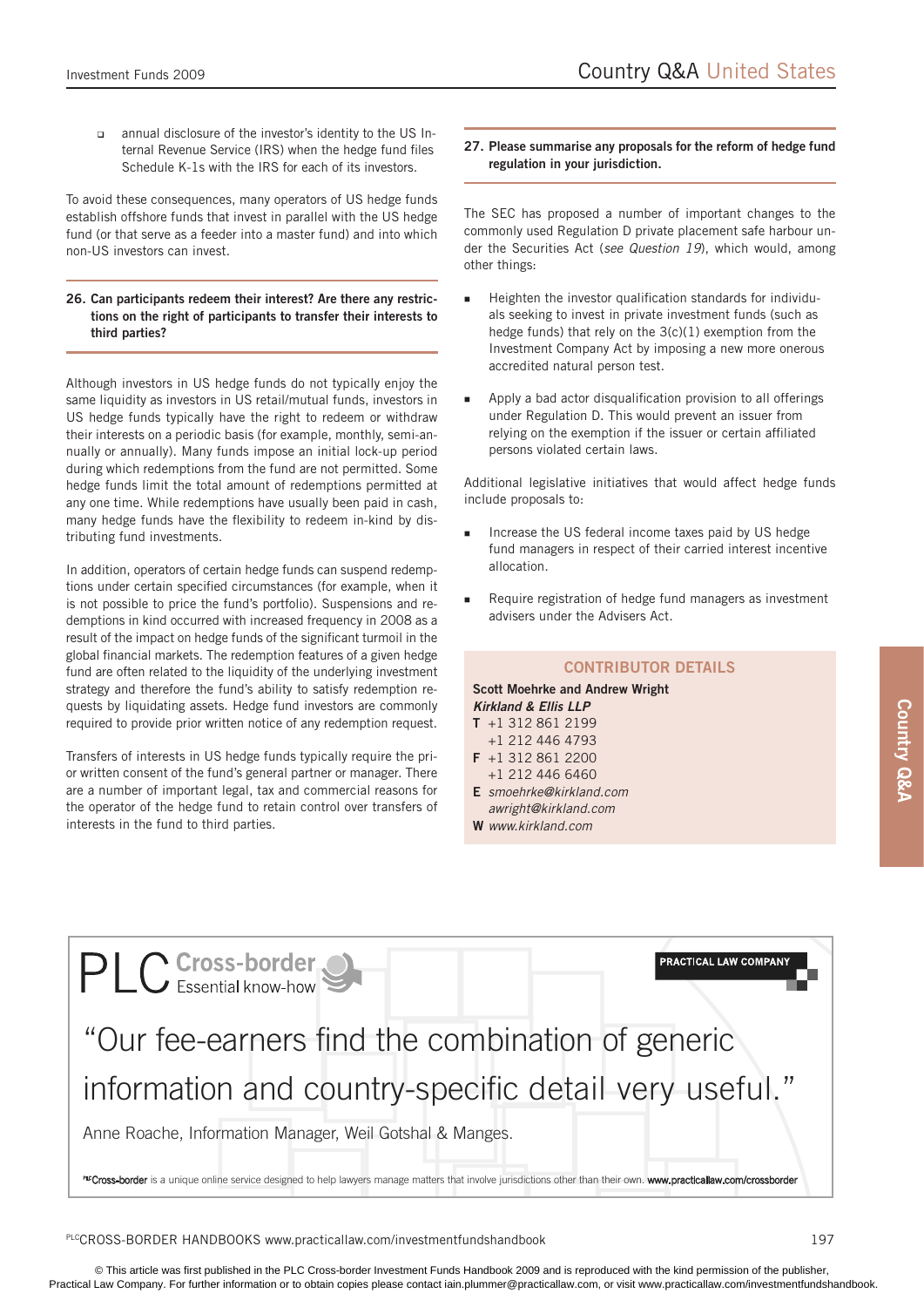- annual disclosure of the investor's identity to the US Internal Revenue Service (IRS) when the hedge fund files Schedule K-1s with the IRS for each of its investors.

To avoid these consequences, many operators of US hedge funds establish offshore funds that invest in parallel with the US hedge fund (or that serve as a feeder into a master fund) and into which non-US investors can invest.

**26. Can participants redeem their interest? Are there any restrictions on the right of participants to transfer their interests to third parties?**

Although investors in US hedge funds do not typically enjoy the same liquidity as investors in US retail/mutual funds, investors in US hedge funds typically have the right to redeem or withdraw their interests on a periodic basis (for example, monthly, semi-annually or annually). Many funds impose an initial lock-up period during which redemptions from the fund are not permitted. Some hedge funds limit the total amount of redemptions permitted at any one time. While redemptions have usually been paid in cash, many hedge funds have the flexibility to redeem in-kind by distributing fund investments.

In addition, operators of certain hedge funds can suspend redemptions under certain specified circumstances (for example, when it is not possible to price the fund's portfolio). Suspensions and redemptions in kind occurred with increased frequency in 2008 as a result of the impact on hedge funds of the significant turmoil in the global financial markets. The redemption features of a given hedge fund are often related to the liquidity of the underlying investment strategy and therefore the fund's ability to satisfy redemption requests by liquidating assets. Hedge fund investors are commonly required to provide prior written notice of any redemption request.

Transfers of interests in US hedge funds typically require the prior written consent of the fund's general partner or manager. There are a number of important legal, tax and commercial reasons for the operator of the hedge fund to retain control over transfers of interests in the fund to third parties.

**27. Please summarise any proposals for the reform of hedge fund regulation in your jurisdiction.**

The SEC has proposed a number of important changes to the commonly used Regulation D private placement safe harbour under the Securities Act (*see Question 19*), which would, among other things:

- Heighten the investor qualification standards for individuals seeking to invest in private investment funds (such as hedge funds) that rely on the 3(c)(1) exemption from the Investment Company Act by imposing a new more onerous accredited natural person test.
- Apply a bad actor disqualification provision to all offerings under Regulation D. This would prevent an issuer from relying on the exemption if the issuer or certain affiliated persons violated certain laws.

Additional legislative initiatives that would affect hedge funds include proposals to:

- Increase the US federal income taxes paid by US hedge fund managers in respect of their carried interest incentive allocation.
- Require registration of hedge fund managers as investment advisers under the Advisers Act.

## CONTRIBUTOR DETAILS

**Scott Moehrke and Andrew Wright**
***Kirkland & Ellis LLP***
**T** +1 312 861 2199
+1 212 446 4793
**F** +1 312 861 2200
+1 212 446 6460
**E** *smoehrke@kirkland.com*
*awright@kirkland.com*
**W** *www.kirkland.com*

PLC Cross-border Essential know-how

PRACTICAL LAW COMPANY

"Our fee-earners find the combination of generic information and country-specific detail very useful."

Anne Roache, Information Manager, Weil Gotshal & Manges.

PLC Cross-border is a unique online service designed to help lawyers manage matters that involve jurisdictions other than their own. www.practicallaw.com/crossborder

© This article was first published in the PLC Cross-border Investment Funds Handbook 2009 and is reproduced with the kind permission of the publisher, Practical Law Company. For further information or to obtain copies please contact iain.plummer@practicallaw.com, or visit www.practicallaw.com/investmentfundshandbook.